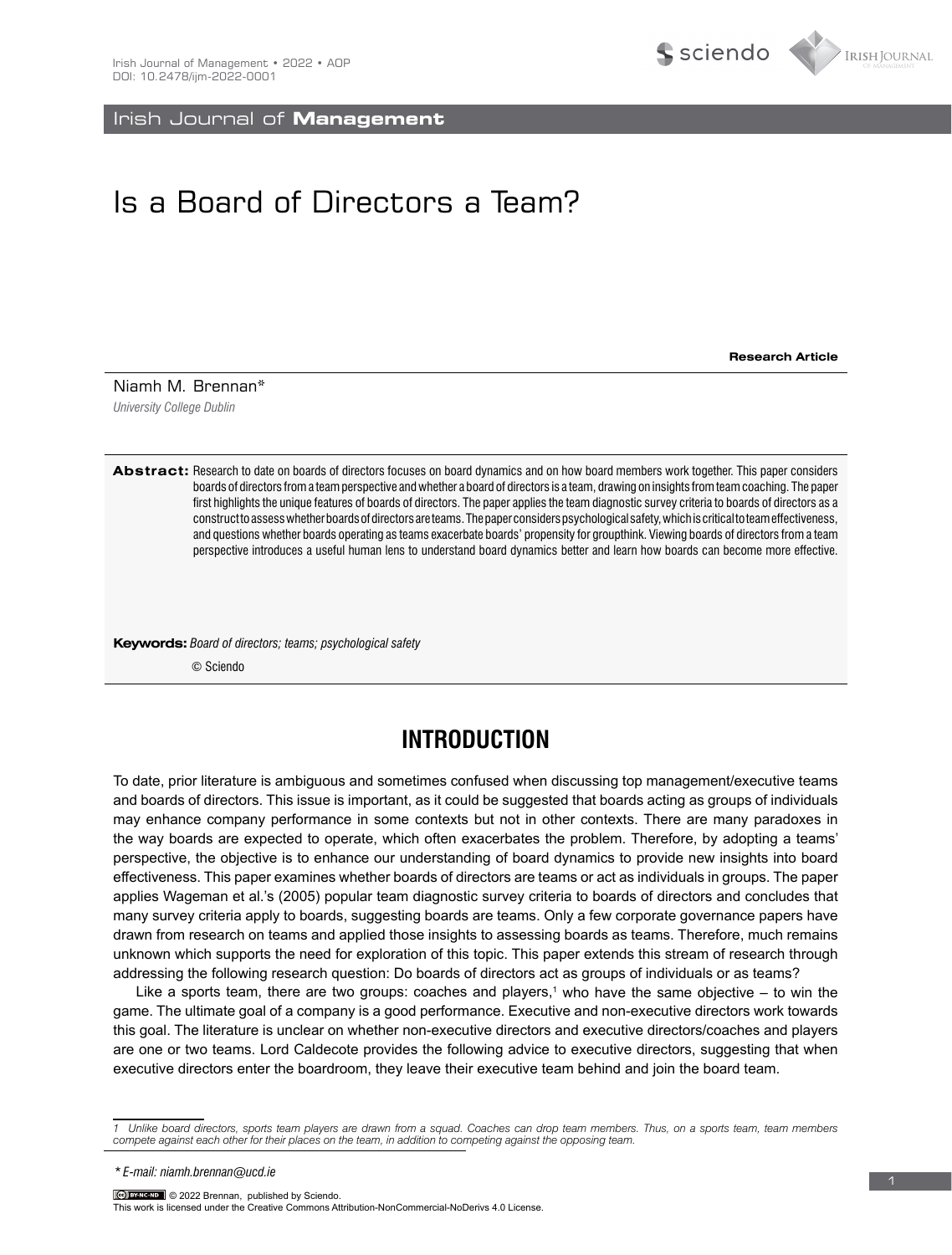# Is a Board of Directors a Team?

**Research Article**

Niamh M. Brennan*

*University College Dublin*

**Abstract:** Research to date on boards of directors focuses on board dynamics and on how board members work together. This paper considers boards of directors from a team perspective and whether a board of directors is a team, drawing on insights from team coaching. The paper first highlights the unique features of boards of directors. The paper applies the team diagnostic survey criteria to boards of directors as a construct to assess whether boards of directors are teams. The paper considers psychological safety, which is critical to team effectiveness, and questions whether boards operating as teams exacerbate boards' propensity for groupthink. Viewing boards of directors from a team perspective introduces a useful human lens to understand board dynamics better and learn how boards can become more effective.

**Keywords:** *Board of directors; teams; psychological safety*

© Sciendo

## INTRODUCTION

To date, prior literature is ambiguous and sometimes confused when discussing top management/executive teams and boards of directors. This issue is important, as it could be suggested that boards acting as groups of individuals may enhance company performance in some contexts but not in other contexts. There are many paradoxes in the way boards are expected to operate, which often exacerbates the problem. Therefore, by adopting a teams' perspective, the objective is to enhance our understanding of board dynamics to provide new insights into board effectiveness. This paper examines whether boards of directors are teams or act as individuals in groups. The paper applies Wageman et al.'s (2005) popular team diagnostic survey criteria to boards of directors and concludes that many survey criteria apply to boards, suggesting boards are teams. Only a few corporate governance papers have drawn from research on teams and applied those insights to assessing boards as teams. Therefore, much remains unknown which supports the need for exploration of this topic. This paper extends this stream of research through addressing the following research question: Do boards of directors act as groups of individuals or as teams?

Like a sports team, there are two groups: coaches and players,[1] who have the same objective – to win the game. The ultimate goal of a company is a good performance. Executive and non-executive directors work towards this goal. The literature is unclear on whether non-executive directors and executive directors/coaches and players are one or two teams. Lord Caldecote provides the following advice to executive directors, suggesting that when executive directors enter the boardroom, they leave their executive team behind and join the board team.

---

*1 Unlike board directors, sports team players are drawn from a squad. Coaches can drop team members. Thus, on a sports team, team members compete against each other for their places on the team, in addition to competing against the opposing team.*

*\* E-mail: niamh.brennan@ucd.ie*

© 2022 Brennan, published by Sciendo.
This work is licensed under the Creative Commons Attribution-NonCommercial-NoDerivs 4.0 License.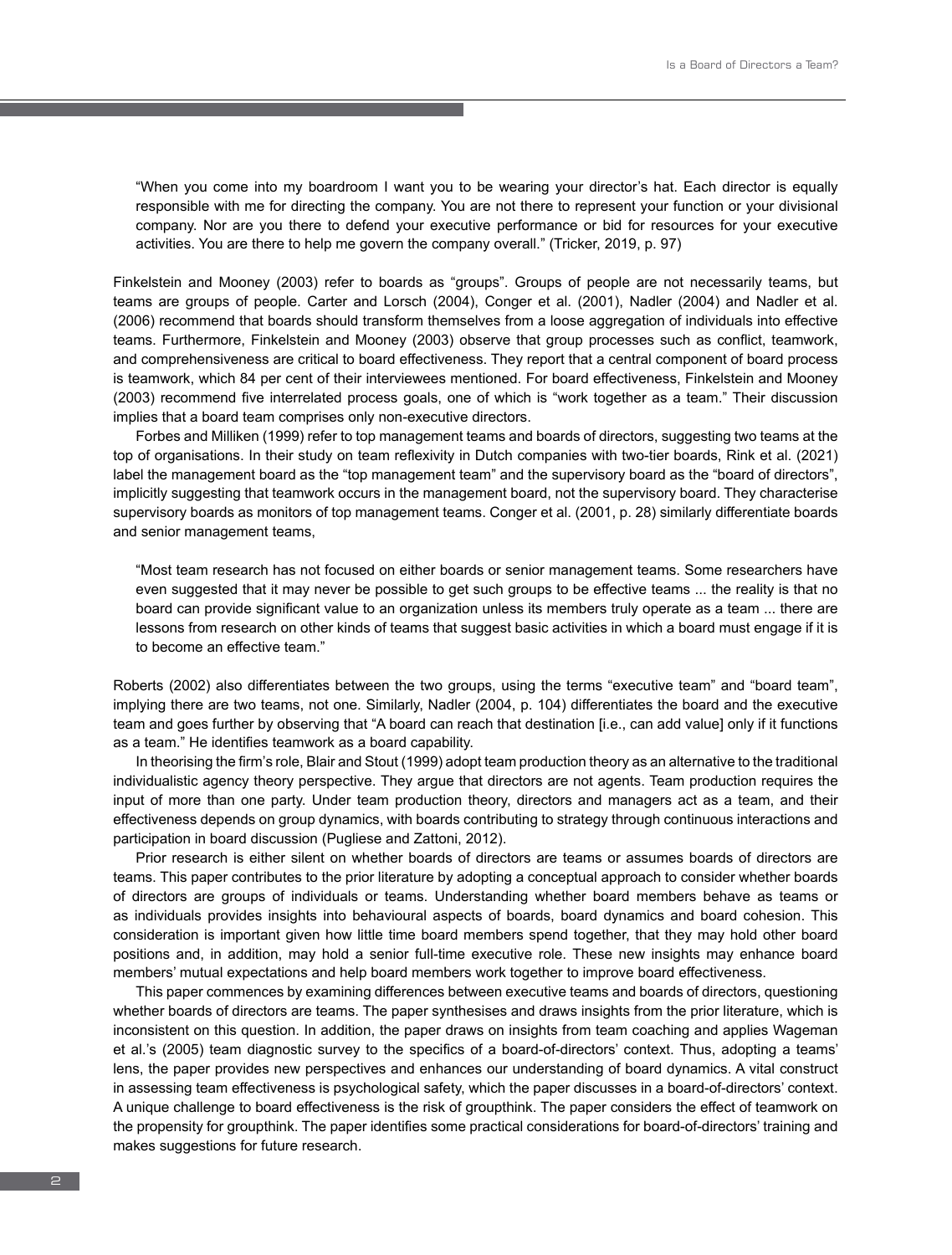> "When you come into my boardroom I want you to be wearing your director's hat. Each director is equally responsible with me for directing the company. You are not there to represent your function or your divisional company. Nor are you there to defend your executive performance or bid for resources for your executive activities. You are there to help me govern the company overall." (Tricker, 2019, p. 97)

Finkelstein and Mooney (2003) refer to boards as "groups". Groups of people are not necessarily teams, but teams are groups of people. Carter and Lorsch (2004), Conger et al. (2001), Nadler (2004) and Nadler et al. (2006) recommend that boards should transform themselves from a loose aggregation of individuals into effective teams. Furthermore, Finkelstein and Mooney (2003) observe that group processes such as conflict, teamwork, and comprehensiveness are critical to board effectiveness. They report that a central component of board process is teamwork, which 84 per cent of their interviewees mentioned. For board effectiveness, Finkelstein and Mooney (2003) recommend five interrelated process goals, one of which is "work together as a team." Their discussion implies that a board team comprises only non-executive directors.

Forbes and Milliken (1999) refer to top management teams and boards of directors, suggesting two teams at the top of organisations. In their study on team reflexivity in Dutch companies with two-tier boards, Rink et al. (2021) label the management board as the "top management team" and the supervisory board as the "board of directors", implicitly suggesting that teamwork occurs in the management board, not the supervisory board. They characterise supervisory boards as monitors of top management teams. Conger et al. (2001, p. 28) similarly differentiate boards and senior management teams,

> "Most team research has not focused on either boards or senior management teams. Some researchers have even suggested that it may never be possible to get such groups to be effective teams ... the reality is that no board can provide significant value to an organization unless its members truly operate as a team ... there are lessons from research on other kinds of teams that suggest basic activities in which a board must engage if it is to become an effective team."

Roberts (2002) also differentiates between the two groups, using the terms "executive team" and "board team", implying there are two teams, not one. Similarly, Nadler (2004, p. 104) differentiates the board and the executive team and goes further by observing that "A board can reach that destination [i.e., can add value] only if it functions as a team." He identifies teamwork as a board capability.

In theorising the firm's role, Blair and Stout (1999) adopt team production theory as an alternative to the traditional individualistic agency theory perspective. They argue that directors are not agents. Team production requires the input of more than one party. Under team production theory, directors and managers act as a team, and their effectiveness depends on group dynamics, with boards contributing to strategy through continuous interactions and participation in board discussion (Pugliese and Zattoni, 2012).

Prior research is either silent on whether boards of directors are teams or assumes boards of directors are teams. This paper contributes to the prior literature by adopting a conceptual approach to consider whether boards of directors are groups of individuals or teams. Understanding whether board members behave as teams or as individuals provides insights into behavioural aspects of boards, board dynamics and board cohesion. This consideration is important given how little time board members spend together, that they may hold other board positions and, in addition, may hold a senior full-time executive role. These new insights may enhance board members' mutual expectations and help board members work together to improve board effectiveness.

This paper commences by examining differences between executive teams and boards of directors, questioning whether boards of directors are teams. The paper synthesises and draws insights from the prior literature, which is inconsistent on this question. In addition, the paper draws on insights from team coaching and applies Wageman et al.'s (2005) team diagnostic survey to the specifics of a board-of-directors' context. Thus, adopting a teams' lens, the paper provides new perspectives and enhances our understanding of board dynamics. A vital construct in assessing team effectiveness is psychological safety, which the paper discusses in a board-of-directors' context. A unique challenge to board effectiveness is the risk of groupthink. The paper considers the effect of teamwork on the propensity for groupthink. The paper identifies some practical considerations for board-of-directors' training and makes suggestions for future research.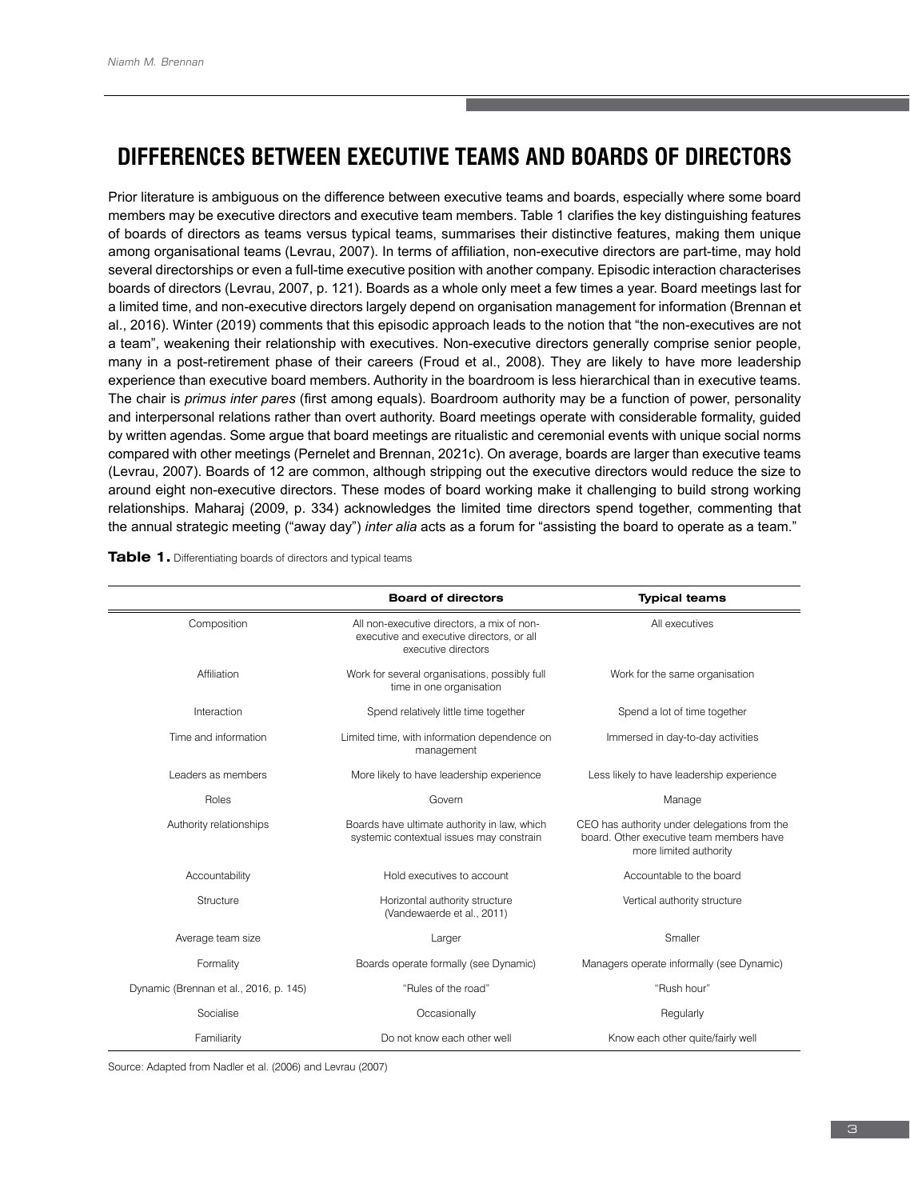## DIFFERENCES BETWEEN EXECUTIVE TEAMS AND BOARDS OF DIRECTORS

Prior literature is ambiguous on the difference between executive teams and boards, especially where some board members may be executive directors and executive team members. Table 1 clarifies the key distinguishing features of boards of directors as teams versus typical teams, summarises their distinctive features, making them unique among organisational teams (Levrau, 2007). In terms of affiliation, non-executive directors are part-time, may hold several directorships or even a full-time executive position with another company. Episodic interaction characterises boards of directors (Levrau, 2007, p. 121). Boards as a whole only meet a few times a year. Board meetings last for a limited time, and non-executive directors largely depend on organisation management for information (Brennan et al., 2016). Winter (2019) comments that this episodic approach leads to the notion that "the non-executives are not a team", weakening their relationship with executives. Non-executive directors generally comprise senior people, many in a post-retirement phase of their careers (Froud et al., 2008). They are likely to have more leadership experience than executive board members. Authority in the boardroom is less hierarchical than in executive teams. The chair is *primus inter pares* (first among equals). Boardroom authority may be a function of power, personality and interpersonal relations rather than overt authority. Board meetings operate with considerable formality, guided by written agendas. Some argue that board meetings are ritualistic and ceremonial events with unique social norms compared with other meetings (Pernelet and Brennan, 2021c). On average, boards are larger than executive teams (Levrau, 2007). Boards of 12 are common, although stripping out the executive directors would reduce the size to around eight non-executive directors. These modes of board working make it challenging to build strong working relationships. Maharaj (2009, p. 334) acknowledges the limited time directors spend together, commenting that the annual strategic meeting ("away day") *inter alia* acts as a forum for "assisting the board to operate as a team."

**Table 1.** Differentiating boards of directors and typical teams

| | **Board of directors** | **Typical teams** |
|---|---|---|
| Composition | All non-executive directors, a mix of non-executive and executive directors, or all executive directors | All executives |
| Affiliation | Work for several organisations, possibly full time in one organisation | Work for the same organisation |
| Interaction | Spend relatively little time together | Spend a lot of time together |
| Time and information | Limited time, with information dependence on management | Immersed in day-to-day activities |
| Leaders as members | More likely to have leadership experience | Less likely to have leadership experience |
| Roles | Govern | Manage |
| Authority relationships | Boards have ultimate authority in law, which systemic contextual issues may constrain | CEO has authority under delegations from the board. Other executive team members have more limited authority |
| Accountability | Hold executives to account | Accountable to the board |
| Structure | Horizontal authority structure (Vandewaerde et al., 2011) | Vertical authority structure |
| Average team size | Larger | Smaller |
| Formality | Boards operate formally (see Dynamic) | Managers operate informally (see Dynamic) |
| Dynamic (Brennan et al., 2016, p. 145) | "Rules of the road" | "Rush hour" |
| Socialise | Occasionally | Regularly |
| Familiarity | Do not know each other well | Know each other quite/fairly well |

Source: Adapted from Nadler et al. (2006) and Levrau (2007)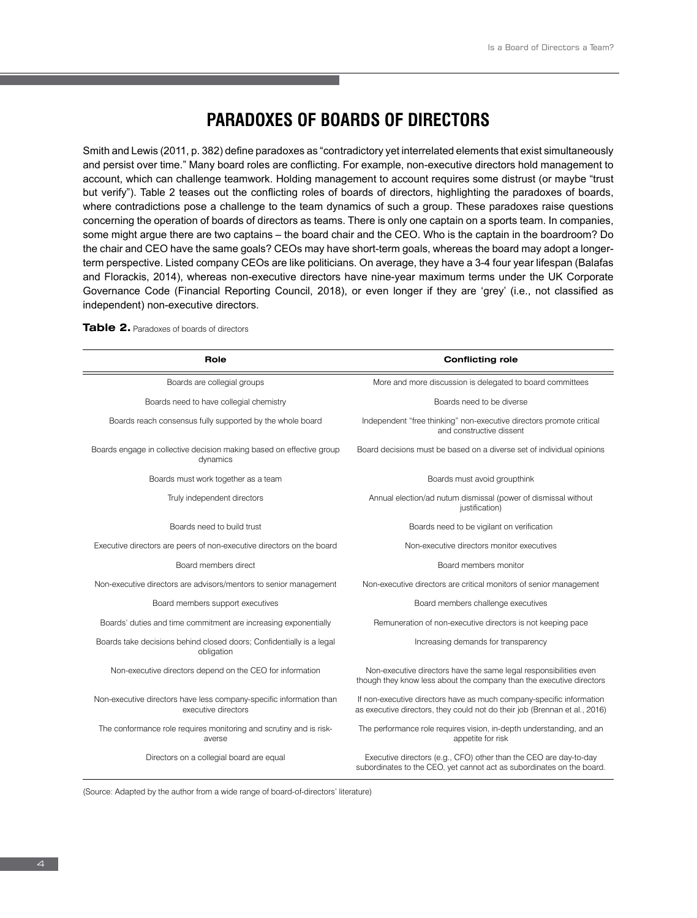## PARADOXES OF BOARDS OF DIRECTORS

Smith and Lewis (2011, p. 382) define paradoxes as "contradictory yet interrelated elements that exist simultaneously and persist over time." Many board roles are conflicting. For example, non-executive directors hold management to account, which can challenge teamwork. Holding management to account requires some distrust (or maybe "trust but verify"). Table 2 teases out the conflicting roles of boards of directors, highlighting the paradoxes of boards, where contradictions pose a challenge to the team dynamics of such a group. These paradoxes raise questions concerning the operation of boards of directors as teams. There is only one captain on a sports team. In companies, some might argue there are two captains – the board chair and the CEO. Who is the captain in the boardroom? Do the chair and CEO have the same goals? CEOs may have short-term goals, whereas the board may adopt a longer-term perspective. Listed company CEOs are like politicians. On average, they have a 3-4 four year lifespan (Balafas and Florackis, 2014), whereas non-executive directors have nine-year maximum terms under the UK Corporate Governance Code (Financial Reporting Council, 2018), or even longer if they are 'grey' (i.e., not classified as independent) non-executive directors.

**Table 2.** Paradoxes of boards of directors

| Role | Conflicting role |
|---|---|
| Boards are collegial groups | More and more discussion is delegated to board committees |
| Boards need to have collegial chemistry | Boards need to be diverse |
| Boards reach consensus fully supported by the whole board | Independent "free thinking" non-executive directors promote critical and constructive dissent |
| Boards engage in collective decision making based on effective group dynamics | Board decisions must be based on a diverse set of individual opinions |
| Boards must work together as a team | Boards must avoid groupthink |
| Truly independent directors | Annual election/ad nutum dismissal (power of dismissal without justification) |
| Boards need to build trust | Boards need to be vigilant on verification |
| Executive directors are peers of non-executive directors on the board | Non-executive directors monitor executives |
| Board members direct | Board members monitor |
| Non-executive directors are advisors/mentors to senior management | Non-executive directors are critical monitors of senior management |
| Board members support executives | Board members challenge executives |
| Boards' duties and time commitment are increasing exponentially | Remuneration of non-executive directors is not keeping pace |
| Boards take decisions behind closed doors; Confidentially is a legal obligation | Increasing demands for transparency |
| Non-executive directors depend on the CEO for information | Non-executive directors have the same legal responsibilities even though they know less about the company than the executive directors |
| Non-executive directors have less company-specific information than executive directors | If non-executive directors have as much company-specific information as executive directors, they could not do their job (Brennan et al., 2016) |
| The conformance role requires monitoring and scrutiny and is risk-averse | The performance role requires vision, in-depth understanding, and an appetite for risk |
| Directors on a collegial board are equal | Executive directors (e.g., CFO) other than the CEO are day-to-day subordinates to the CEO, yet cannot act as subordinates on the board. |

(Source: Adapted by the author from a wide range of board-of-directors' literature)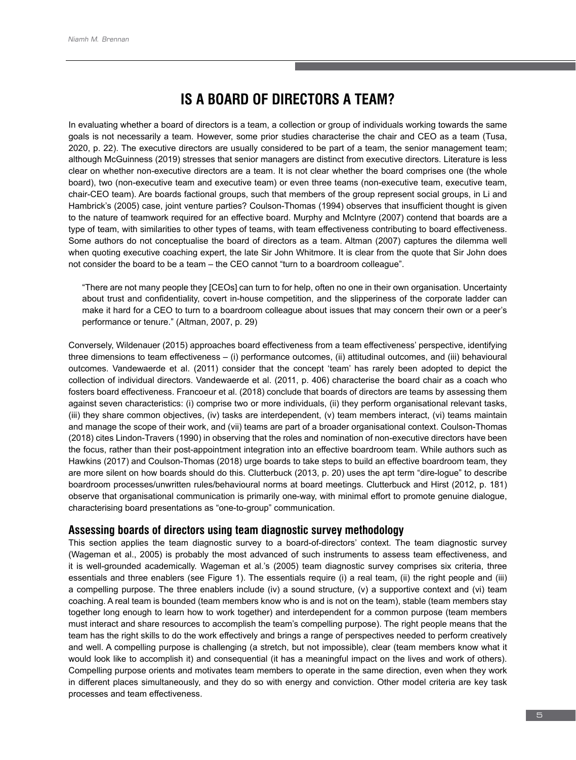## IS A BOARD OF DIRECTORS A TEAM?

In evaluating whether a board of directors is a team, a collection or group of individuals working towards the same goals is not necessarily a team. However, some prior studies characterise the chair and CEO as a team (Tusa, 2020, p. 22). The executive directors are usually considered to be part of a team, the senior management team; although McGuinness (2019) stresses that senior managers are distinct from executive directors. Literature is less clear on whether non-executive directors are a team. It is not clear whether the board comprises one (the whole board), two (non-executive team and executive team) or even three teams (non-executive team, executive team, chair-CEO team). Are boards factional groups, such that members of the group represent social groups, in Li and Hambrick's (2005) case, joint venture parties? Coulson-Thomas (1994) observes that insufficient thought is given to the nature of teamwork required for an effective board. Murphy and McIntyre (2007) contend that boards are a type of team, with similarities to other types of teams, with team effectiveness contributing to board effectiveness. Some authors do not conceptualise the board of directors as a team. Altman (2007) captures the dilemma well when quoting executive coaching expert, the late Sir John Whitmore. It is clear from the quote that Sir John does not consider the board to be a team – the CEO cannot "turn to a boardroom colleague".

> "There are not many people they [CEOs] can turn to for help, often no one in their own organisation. Uncertainty about trust and confidentiality, covert in-house competition, and the slipperiness of the corporate ladder can make it hard for a CEO to turn to a boardroom colleague about issues that may concern their own or a peer's performance or tenure." (Altman, 2007, p. 29)

Conversely, Wildenauer (2015) approaches board effectiveness from a team effectiveness' perspective, identifying three dimensions to team effectiveness – (i) performance outcomes, (ii) attitudinal outcomes, and (iii) behavioural outcomes. Vandewaerde et al. (2011) consider that the concept 'team' has rarely been adopted to depict the collection of individual directors. Vandewaerde et al. (2011, p. 406) characterise the board chair as a coach who fosters board effectiveness. Francoeur et al. (2018) conclude that boards of directors are teams by assessing them against seven characteristics: (i) comprise two or more individuals, (ii) they perform organisational relevant tasks, (iii) they share common objectives, (iv) tasks are interdependent, (v) team members interact, (vi) teams maintain and manage the scope of their work, and (vii) teams are part of a broader organisational context. Coulson-Thomas (2018) cites Lindon-Travers (1990) in observing that the roles and nomination of non-executive directors have been the focus, rather than their post-appointment integration into an effective boardroom team. While authors such as Hawkins (2017) and Coulson-Thomas (2018) urge boards to take steps to build an effective boardroom team, they are more silent on how boards should do this. Clutterbuck (2013, p. 20) uses the apt term "dire-logue" to describe boardroom processes/unwritten rules/behavioural norms at board meetings. Clutterbuck and Hirst (2012, p. 181) observe that organisational communication is primarily one-way, with minimal effort to promote genuine dialogue, characterising board presentations as "one-to-group" communication.

### Assessing boards of directors using team diagnostic survey methodology

This section applies the team diagnostic survey to a board-of-directors' context. The team diagnostic survey (Wageman et al., 2005) is probably the most advanced of such instruments to assess team effectiveness, and it is well-grounded academically. Wageman et al.'s (2005) team diagnostic survey comprises six criteria, three essentials and three enablers (see Figure 1). The essentials require (i) a real team, (ii) the right people and (iii) a compelling purpose. The three enablers include (iv) a sound structure, (v) a supportive context and (vi) team coaching. A real team is bounded (team members know who is and is not on the team), stable (team members stay together long enough to learn how to work together) and interdependent for a common purpose (team members must interact and share resources to accomplish the team's compelling purpose). The right people means that the team has the right skills to do the work effectively and brings a range of perspectives needed to perform creatively and well. A compelling purpose is challenging (a stretch, but not impossible), clear (team members know what it would look like to accomplish it) and consequential (it has a meaningful impact on the lives and work of others). Compelling purpose orients and motivates team members to operate in the same direction, even when they work in different places simultaneously, and they do so with energy and conviction. Other model criteria are key task processes and team effectiveness.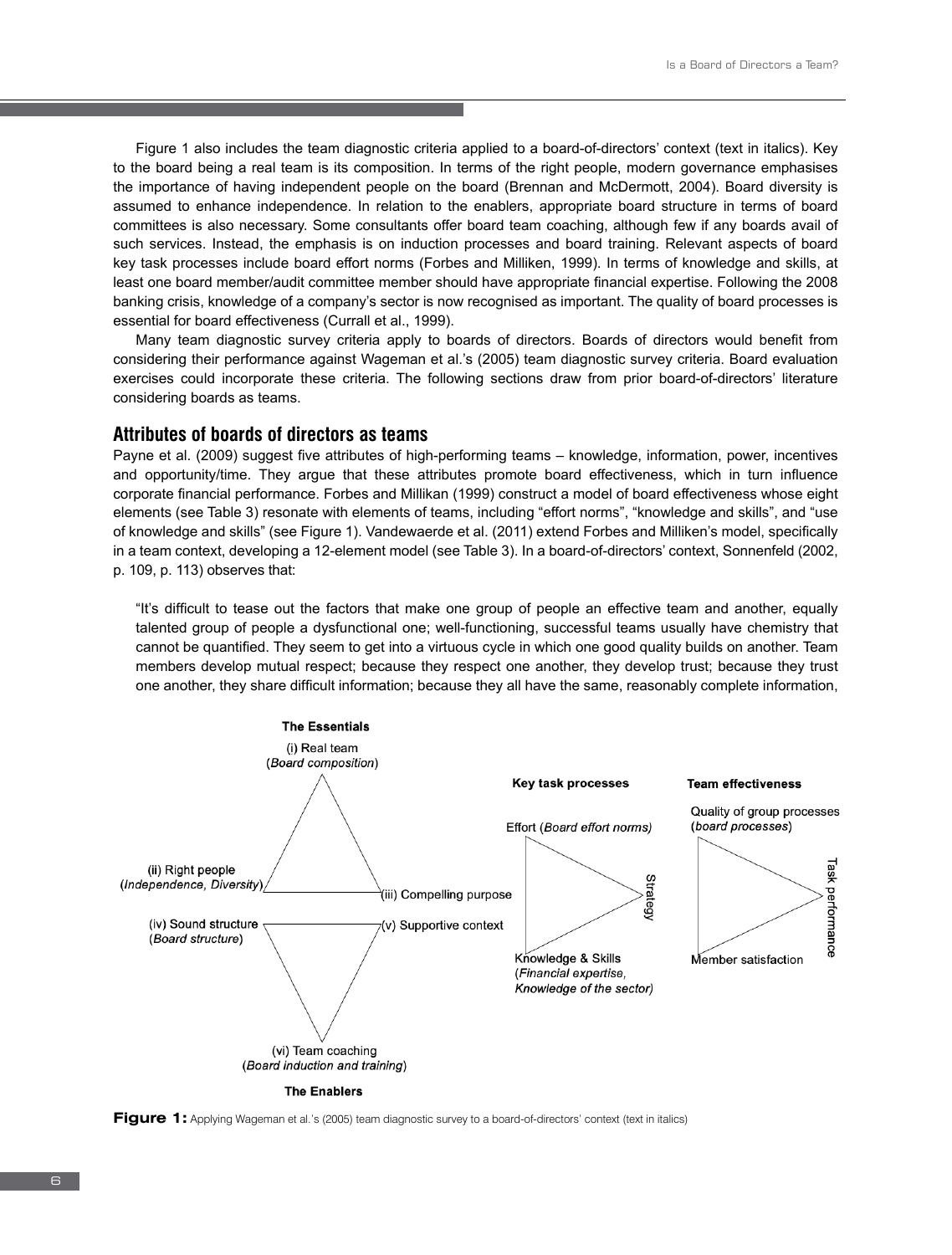Figure 1 also includes the team diagnostic criteria applied to a board-of-directors' context (text in italics). Key to the board being a real team is its composition. In terms of the right people, modern governance emphasises the importance of having independent people on the board (Brennan and McDermott, 2004). Board diversity is assumed to enhance independence. In relation to the enablers, appropriate board structure in terms of board committees is also necessary. Some consultants offer board team coaching, although few if any boards avail of such services. Instead, the emphasis is on induction processes and board training. Relevant aspects of board key task processes include board effort norms (Forbes and Milliken, 1999). In terms of knowledge and skills, at least one board member/audit committee member should have appropriate financial expertise. Following the 2008 banking crisis, knowledge of a company's sector is now recognised as important. The quality of board processes is essential for board effectiveness (Currall et al., 1999).

Many team diagnostic survey criteria apply to boards of directors. Boards of directors would benefit from considering their performance against Wageman et al.'s (2005) team diagnostic survey criteria. Board evaluation exercises could incorporate these criteria. The following sections draw from prior board-of-directors' literature considering boards as teams.

## Attributes of boards of directors as teams

Payne et al. (2009) suggest five attributes of high-performing teams – knowledge, information, power, incentives and opportunity/time. They argue that these attributes promote board effectiveness, which in turn influence corporate financial performance. Forbes and Millikan (1999) construct a model of board effectiveness whose eight elements (see Table 3) resonate with elements of teams, including "effort norms", "knowledge and skills", and "use of knowledge and skills" (see Figure 1). Vandewaerde et al. (2011) extend Forbes and Milliken's model, specifically in a team context, developing a 12-element model (see Table 3). In a board-of-directors' context, Sonnenfeld (2002, p. 109, p. 113) observes that:

> "It's difficult to tease out the factors that make one group of people an effective team and another, equally talented group of people a dysfunctional one; well-functioning, successful teams usually have chemistry that cannot be quantified. They seem to get into a virtuous cycle in which one good quality builds on another. Team members develop mutual respect; because they respect one another, they develop trust; because they trust one another, they share difficult information; because they all have the same, reasonably complete information,

**The Essentials**

(i) Real team (*Board composition*)

(ii) Right people (*Independence, Diversity*)

(iii) Compelling purpose

(iv) Sound structure (*Board structure*)

(v) Supportive context

(vi) Team coaching (*Board induction and training*)

**The Enablers**

**Key task processes**

Effort (*Board effort norms*)

Knowledge & Skills (*Financial expertise, Knowledge of the sector*)

Strategy

**Team effectiveness**

Quality of group processes (*board processes*)

Member satisfaction

Task performance

**Figure 1:** Applying Wageman et al.'s (2005) team diagnostic survey to a board-of-directors' context (text in italics)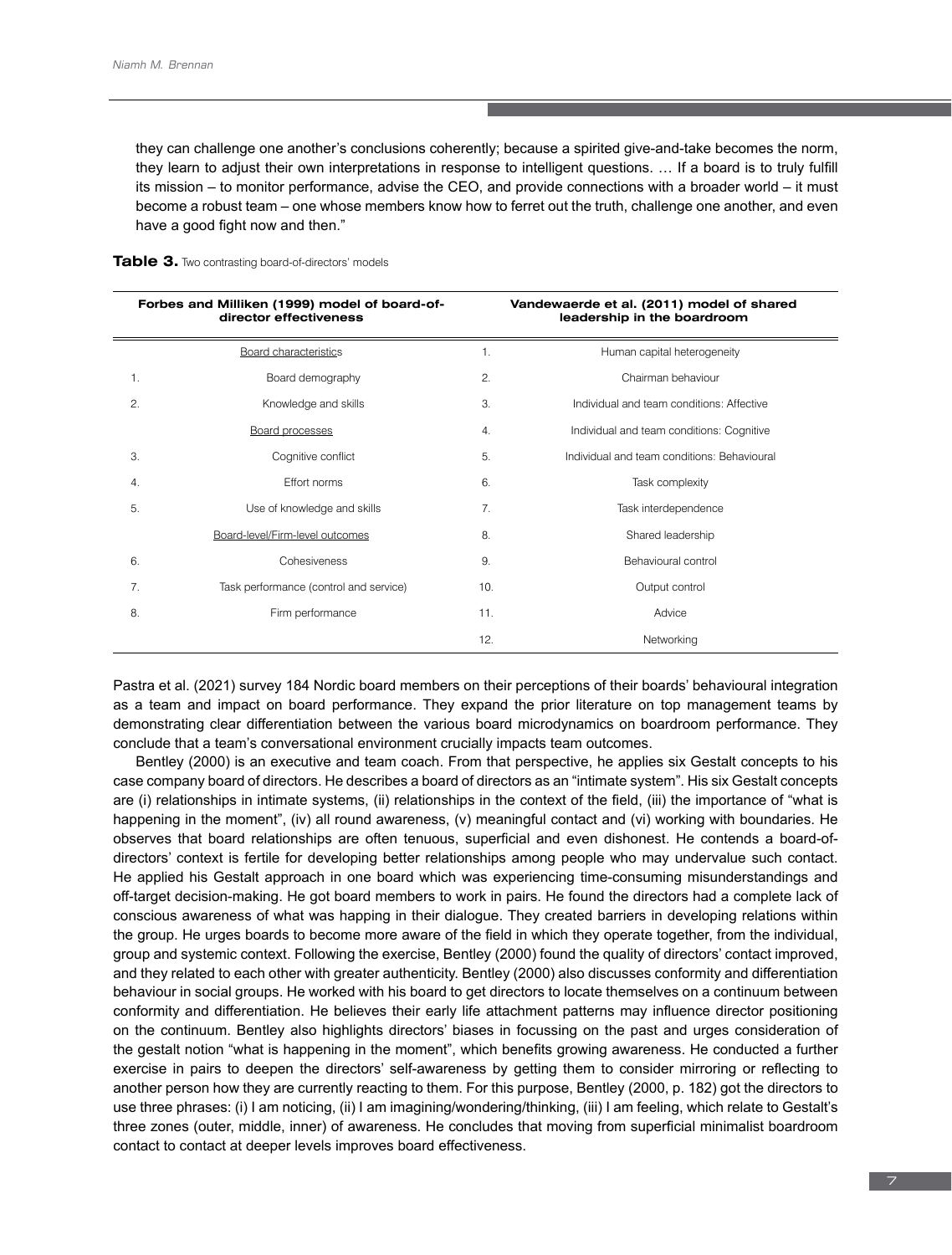they can challenge one another's conclusions coherently; because a spirited give-and-take becomes the norm, they learn to adjust their own interpretations in response to intelligent questions. … If a board is to truly fulfill its mission – to monitor performance, advise the CEO, and provide connections with a broader world – it must become a robust team – one whose members know how to ferret out the truth, challenge one another, and even have a good fight now and then."

**Table 3.** Two contrasting board-of-directors' models

| | Forbes and Milliken (1999) model of board-of-director effectiveness | | Vandewaerde et al. (2011) model of shared leadership in the boardroom |
|---|---|---|---|
| | Board characteristics | 1. | Human capital heterogeneity |
| 1. | Board demography | 2. | Chairman behaviour |
| 2. | Knowledge and skills | 3. | Individual and team conditions: Affective |
| | Board processes | 4. | Individual and team conditions: Cognitive |
| 3. | Cognitive conflict | 5. | Individual and team conditions: Behavioural |
| 4. | Effort norms | 6. | Task complexity |
| 5. | Use of knowledge and skills | 7. | Task interdependence |
| | Board-level/Firm-level outcomes | 8. | Shared leadership |
| 6. | Cohesiveness | 9. | Behavioural control |
| 7. | Task performance (control and service) | 10. | Output control |
| 8. | Firm performance | 11. | Advice |
| | | 12. | Networking |

Pastra et al. (2021) survey 184 Nordic board members on their perceptions of their boards' behavioural integration as a team and impact on board performance. They expand the prior literature on top management teams by demonstrating clear differentiation between the various board microdynamics on boardroom performance. They conclude that a team's conversational environment crucially impacts team outcomes.

Bentley (2000) is an executive and team coach. From that perspective, he applies six Gestalt concepts to his case company board of directors. He describes a board of directors as an "intimate system". His six Gestalt concepts are (i) relationships in intimate systems, (ii) relationships in the context of the field, (iii) the importance of "what is happening in the moment", (iv) all round awareness, (v) meaningful contact and (vi) working with boundaries. He observes that board relationships are often tenuous, superficial and even dishonest. He contends a board-of-directors' context is fertile for developing better relationships among people who may undervalue such contact. He applied his Gestalt approach in one board which was experiencing time-consuming misunderstandings and off-target decision-making. He got board members to work in pairs. He found the directors had a complete lack of conscious awareness of what was happing in their dialogue. They created barriers in developing relations within the group. He urges boards to become more aware of the field in which they operate together, from the individual, group and systemic context. Following the exercise, Bentley (2000) found the quality of directors' contact improved, and they related to each other with greater authenticity. Bentley (2000) also discusses conformity and differentiation behaviour in social groups. He worked with his board to get directors to locate themselves on a continuum between conformity and differentiation. He believes their early life attachment patterns may influence director positioning on the continuum. Bentley also highlights directors' biases in focussing on the past and urges consideration of the gestalt notion "what is happening in the moment", which benefits growing awareness. He conducted a further exercise in pairs to deepen the directors' self-awareness by getting them to consider mirroring or reflecting to another person how they are currently reacting to them. For this purpose, Bentley (2000, p. 182) got the directors to use three phrases: (i) I am noticing, (ii) I am imagining/wondering/thinking, (iii) I am feeling, which relate to Gestalt's three zones (outer, middle, inner) of awareness. He concludes that moving from superficial minimalist boardroom contact to contact at deeper levels improves board effectiveness.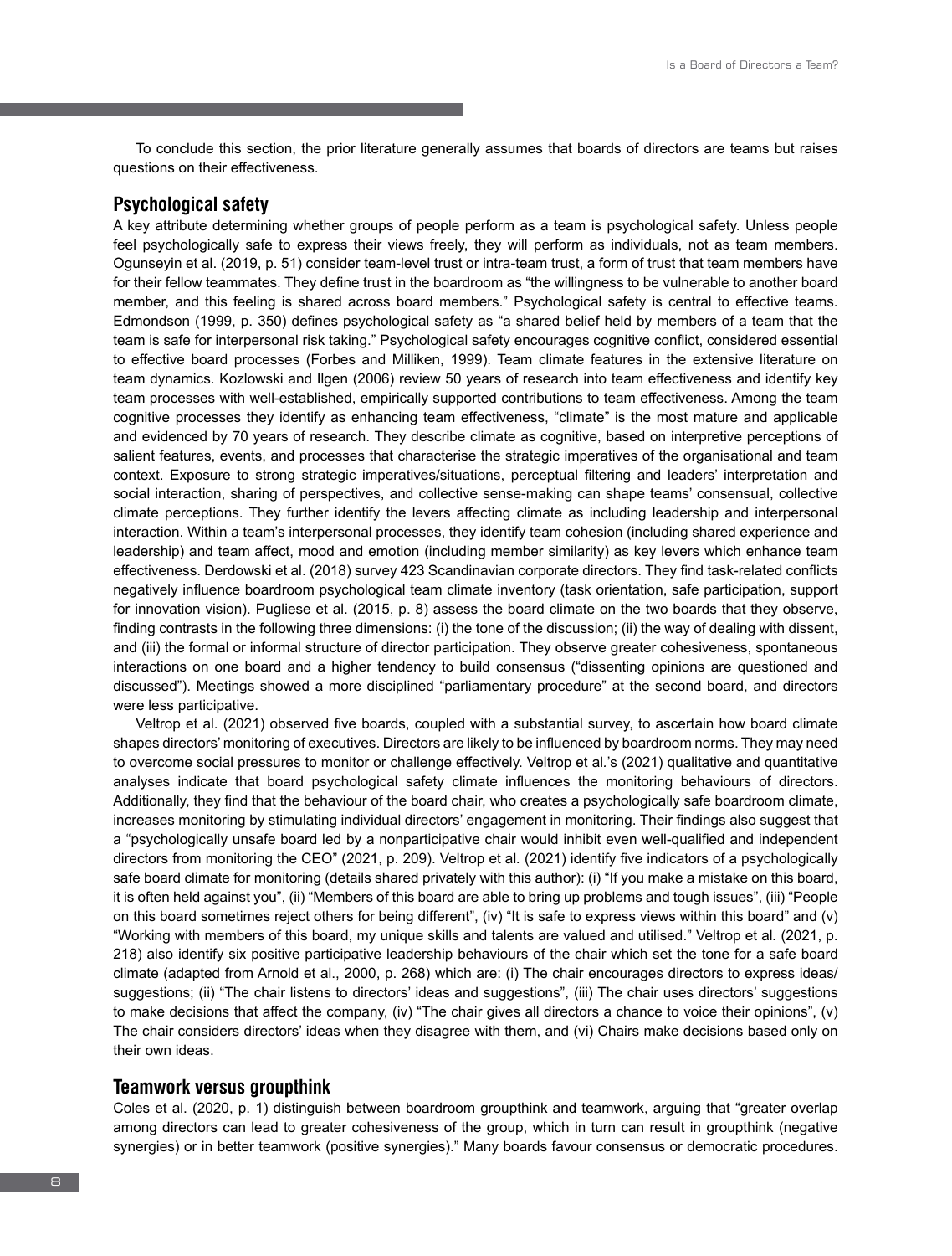To conclude this section, the prior literature generally assumes that boards of directors are teams but raises questions on their effectiveness.

## Psychological safety

A key attribute determining whether groups of people perform as a team is psychological safety. Unless people feel psychologically safe to express their views freely, they will perform as individuals, not as team members. Ogunseyin et al. (2019, p. 51) consider team-level trust or intra-team trust, a form of trust that team members have for their fellow teammates. They define trust in the boardroom as "the willingness to be vulnerable to another board member, and this feeling is shared across board members." Psychological safety is central to effective teams. Edmondson (1999, p. 350) defines psychological safety as "a shared belief held by members of a team that the team is safe for interpersonal risk taking." Psychological safety encourages cognitive conflict, considered essential to effective board processes (Forbes and Milliken, 1999). Team climate features in the extensive literature on team dynamics. Kozlowski and Ilgen (2006) review 50 years of research into team effectiveness and identify key team processes with well-established, empirically supported contributions to team effectiveness. Among the team cognitive processes they identify as enhancing team effectiveness, "climate" is the most mature and applicable and evidenced by 70 years of research. They describe climate as cognitive, based on interpretive perceptions of salient features, events, and processes that characterise the strategic imperatives of the organisational and team context. Exposure to strong strategic imperatives/situations, perceptual filtering and leaders' interpretation and social interaction, sharing of perspectives, and collective sense-making can shape teams' consensual, collective climate perceptions. They further identify the levers affecting climate as including leadership and interpersonal interaction. Within a team's interpersonal processes, they identify team cohesion (including shared experience and leadership) and team affect, mood and emotion (including member similarity) as key levers which enhance team effectiveness. Derdowski et al. (2018) survey 423 Scandinavian corporate directors. They find task-related conflicts negatively influence boardroom psychological team climate inventory (task orientation, safe participation, support for innovation vision). Pugliese et al. (2015, p. 8) assess the board climate on the two boards that they observe, finding contrasts in the following three dimensions: (i) the tone of the discussion; (ii) the way of dealing with dissent, and (iii) the formal or informal structure of director participation. They observe greater cohesiveness, spontaneous interactions on one board and a higher tendency to build consensus ("dissenting opinions are questioned and discussed"). Meetings showed a more disciplined "parliamentary procedure" at the second board, and directors were less participative.

Veltrop et al. (2021) observed five boards, coupled with a substantial survey, to ascertain how board climate shapes directors' monitoring of executives. Directors are likely to be influenced by boardroom norms. They may need to overcome social pressures to monitor or challenge effectively. Veltrop et al.'s (2021) qualitative and quantitative analyses indicate that board psychological safety climate influences the monitoring behaviours of directors. Additionally, they find that the behaviour of the board chair, who creates a psychologically safe boardroom climate, increases monitoring by stimulating individual directors' engagement in monitoring. Their findings also suggest that a "psychologically unsafe board led by a nonparticipative chair would inhibit even well-qualified and independent directors from monitoring the CEO" (2021, p. 209). Veltrop et al. (2021) identify five indicators of a psychologically safe board climate for monitoring (details shared privately with this author): (i) "If you make a mistake on this board, it is often held against you", (ii) "Members of this board are able to bring up problems and tough issues", (iii) "People on this board sometimes reject others for being different", (iv) "It is safe to express views within this board" and (v) "Working with members of this board, my unique skills and talents are valued and utilised." Veltrop et al. (2021, p. 218) also identify six positive participative leadership behaviours of the chair which set the tone for a safe board climate (adapted from Arnold et al., 2000, p. 268) which are: (i) The chair encourages directors to express ideas/ suggestions; (ii) "The chair listens to directors' ideas and suggestions", (iii) The chair uses directors' suggestions to make decisions that affect the company, (iv) "The chair gives all directors a chance to voice their opinions", (v) The chair considers directors' ideas when they disagree with them, and (vi) Chairs make decisions based only on their own ideas.

## Teamwork versus groupthink

Coles et al. (2020, p. 1) distinguish between boardroom groupthink and teamwork, arguing that "greater overlap among directors can lead to greater cohesiveness of the group, which in turn can result in groupthink (negative synergies) or in better teamwork (positive synergies)." Many boards favour consensus or democratic procedures.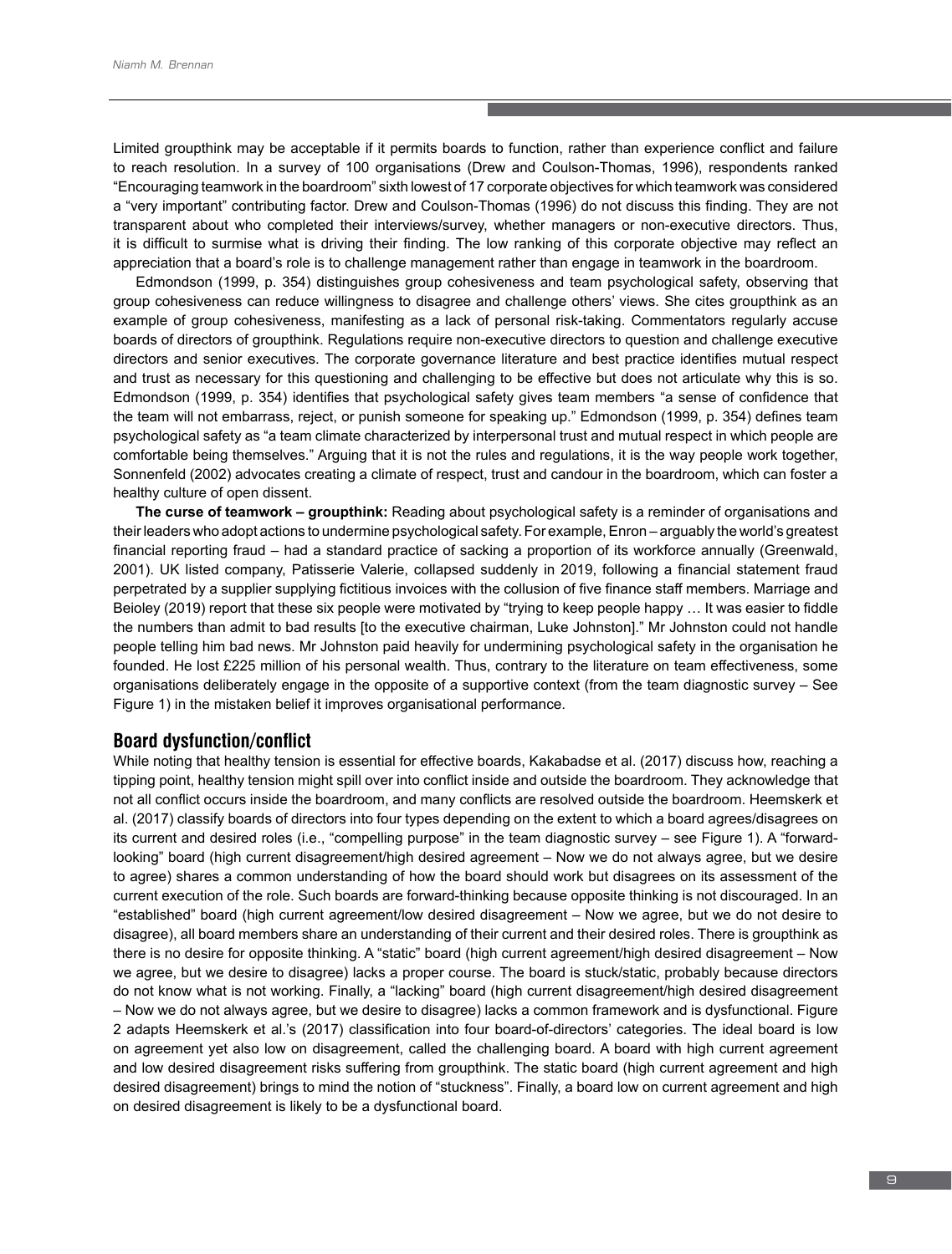Limited groupthink may be acceptable if it permits boards to function, rather than experience conflict and failure to reach resolution. In a survey of 100 organisations (Drew and Coulson-Thomas, 1996), respondents ranked "Encouraging teamwork in the boardroom" sixth lowest of 17 corporate objectives for which teamwork was considered a "very important" contributing factor. Drew and Coulson-Thomas (1996) do not discuss this finding. They are not transparent about who completed their interviews/survey, whether managers or non-executive directors. Thus, it is difficult to surmise what is driving their finding. The low ranking of this corporate objective may reflect an appreciation that a board's role is to challenge management rather than engage in teamwork in the boardroom.

Edmondson (1999, p. 354) distinguishes group cohesiveness and team psychological safety, observing that group cohesiveness can reduce willingness to disagree and challenge others' views. She cites groupthink as an example of group cohesiveness, manifesting as a lack of personal risk-taking. Commentators regularly accuse boards of directors of groupthink. Regulations require non-executive directors to question and challenge executive directors and senior executives. The corporate governance literature and best practice identifies mutual respect and trust as necessary for this questioning and challenging to be effective but does not articulate why this is so. Edmondson (1999, p. 354) identifies that psychological safety gives team members "a sense of confidence that the team will not embarrass, reject, or punish someone for speaking up." Edmondson (1999, p. 354) defines team psychological safety as "a team climate characterized by interpersonal trust and mutual respect in which people are comfortable being themselves." Arguing that it is not the rules and regulations, it is the way people work together, Sonnenfeld (2002) advocates creating a climate of respect, trust and candour in the boardroom, which can foster a healthy culture of open dissent.

**The curse of teamwork – groupthink:** Reading about psychological safety is a reminder of organisations and their leaders who adopt actions to undermine psychological safety. For example, Enron – arguably the world's greatest financial reporting fraud – had a standard practice of sacking a proportion of its workforce annually (Greenwald, 2001). UK listed company, Patisserie Valerie, collapsed suddenly in 2019, following a financial statement fraud perpetrated by a supplier supplying fictitious invoices with the collusion of five finance staff members. Marriage and Beioley (2019) report that these six people were motivated by "trying to keep people happy … It was easier to fiddle the numbers than admit to bad results [to the executive chairman, Luke Johnston]." Mr Johnston could not handle people telling him bad news. Mr Johnston paid heavily for undermining psychological safety in the organisation he founded. He lost £225 million of his personal wealth. Thus, contrary to the literature on team effectiveness, some organisations deliberately engage in the opposite of a supportive context (from the team diagnostic survey – See Figure 1) in the mistaken belief it improves organisational performance.

## Board dysfunction/conflict

While noting that healthy tension is essential for effective boards, Kakabadse et al. (2017) discuss how, reaching a tipping point, healthy tension might spill over into conflict inside and outside the boardroom. They acknowledge that not all conflict occurs inside the boardroom, and many conflicts are resolved outside the boardroom. Heemskerk et al. (2017) classify boards of directors into four types depending on the extent to which a board agrees/disagrees on its current and desired roles (i.e., "compelling purpose" in the team diagnostic survey – see Figure 1). A "forward-looking" board (high current disagreement/high desired agreement – Now we do not always agree, but we desire to agree) shares a common understanding of how the board should work but disagrees on its assessment of the current execution of the role. Such boards are forward-thinking because opposite thinking is not discouraged. In an "established" board (high current agreement/low desired disagreement – Now we agree, but we do not desire to disagree), all board members share an understanding of their current and their desired roles. There is groupthink as there is no desire for opposite thinking. A "static" board (high current agreement/high desired disagreement – Now we agree, but we desire to disagree) lacks a proper course. The board is stuck/static, probably because directors do not know what is not working. Finally, a "lacking" board (high current disagreement/high desired disagreement – Now we do not always agree, but we desire to disagree) lacks a common framework and is dysfunctional. Figure 2 adapts Heemskerk et al.'s (2017) classification into four board-of-directors' categories. The ideal board is low on agreement yet also low on disagreement, called the challenging board. A board with high current agreement and low desired disagreement risks suffering from groupthink. The static board (high current agreement and high desired disagreement) brings to mind the notion of "stuckness". Finally, a board low on current agreement and high on desired disagreement is likely to be a dysfunctional board.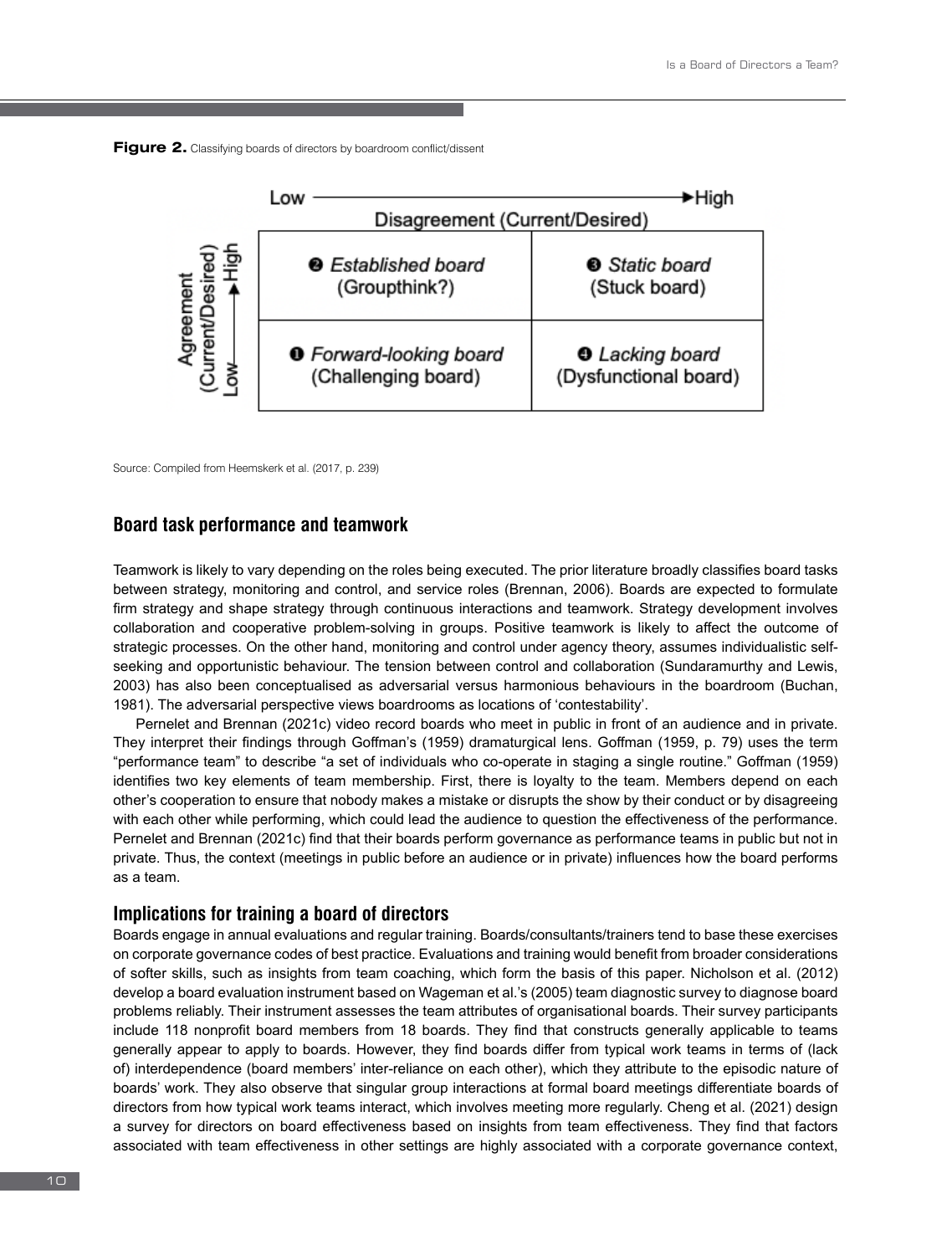**Figure 2.** Classifying boards of directors by boardroom conflict/dissent

| Agreement (Current/Desired) ↓ / Disagreement (Current/Desired) → | Low | High |
|---|---|---|
| **High** | ❷ *Established board* (Groupthink?) | ❸ *Static board* (Stuck board) |
| **Low** | ❶ *Forward-looking board* (Challenging board) | ❹ *Lacking board* (Dysfunctional board) |

Source: Compiled from Heemskerk et al. (2017, p. 239)

## Board task performance and teamwork

Teamwork is likely to vary depending on the roles being executed. The prior literature broadly classifies board tasks between strategy, monitoring and control, and service roles (Brennan, 2006). Boards are expected to formulate firm strategy and shape strategy through continuous interactions and teamwork. Strategy development involves collaboration and cooperative problem-solving in groups. Positive teamwork is likely to affect the outcome of strategic processes. On the other hand, monitoring and control under agency theory, assumes individualistic self-seeking and opportunistic behaviour. The tension between control and collaboration (Sundaramurthy and Lewis, 2003) has also been conceptualised as adversarial versus harmonious behaviours in the boardroom (Buchan, 1981). The adversarial perspective views boardrooms as locations of 'contestability'.

Pernelet and Brennan (2021c) video record boards who meet in public in front of an audience and in private. They interpret their findings through Goffman's (1959) dramaturgical lens. Goffman (1959, p. 79) uses the term "performance team" to describe "a set of individuals who co-operate in staging a single routine." Goffman (1959) identifies two key elements of team membership. First, there is loyalty to the team. Members depend on each other's cooperation to ensure that nobody makes a mistake or disrupts the show by their conduct or by disagreeing with each other while performing, which could lead the audience to question the effectiveness of the performance. Pernelet and Brennan (2021c) find that their boards perform governance as performance teams in public but not in private. Thus, the context (meetings in public before an audience or in private) influences how the board performs as a team.

## Implications for training a board of directors

Boards engage in annual evaluations and regular training. Boards/consultants/trainers tend to base these exercises on corporate governance codes of best practice. Evaluations and training would benefit from broader considerations of softer skills, such as insights from team coaching, which form the basis of this paper. Nicholson et al. (2012) develop a board evaluation instrument based on Wageman et al.'s (2005) team diagnostic survey to diagnose board problems reliably. Their instrument assesses the team attributes of organisational boards. Their survey participants include 118 nonprofit board members from 18 boards. They find that constructs generally applicable to teams generally appear to apply to boards. However, they find boards differ from typical work teams in terms of (lack of) interdependence (board members' inter-reliance on each other), which they attribute to the episodic nature of boards' work. They also observe that singular group interactions at formal board meetings differentiate boards of directors from how typical work teams interact, which involves meeting more regularly. Cheng et al. (2021) design a survey for directors on board effectiveness based on insights from team effectiveness. They find that factors associated with team effectiveness in other settings are highly associated with a corporate governance context,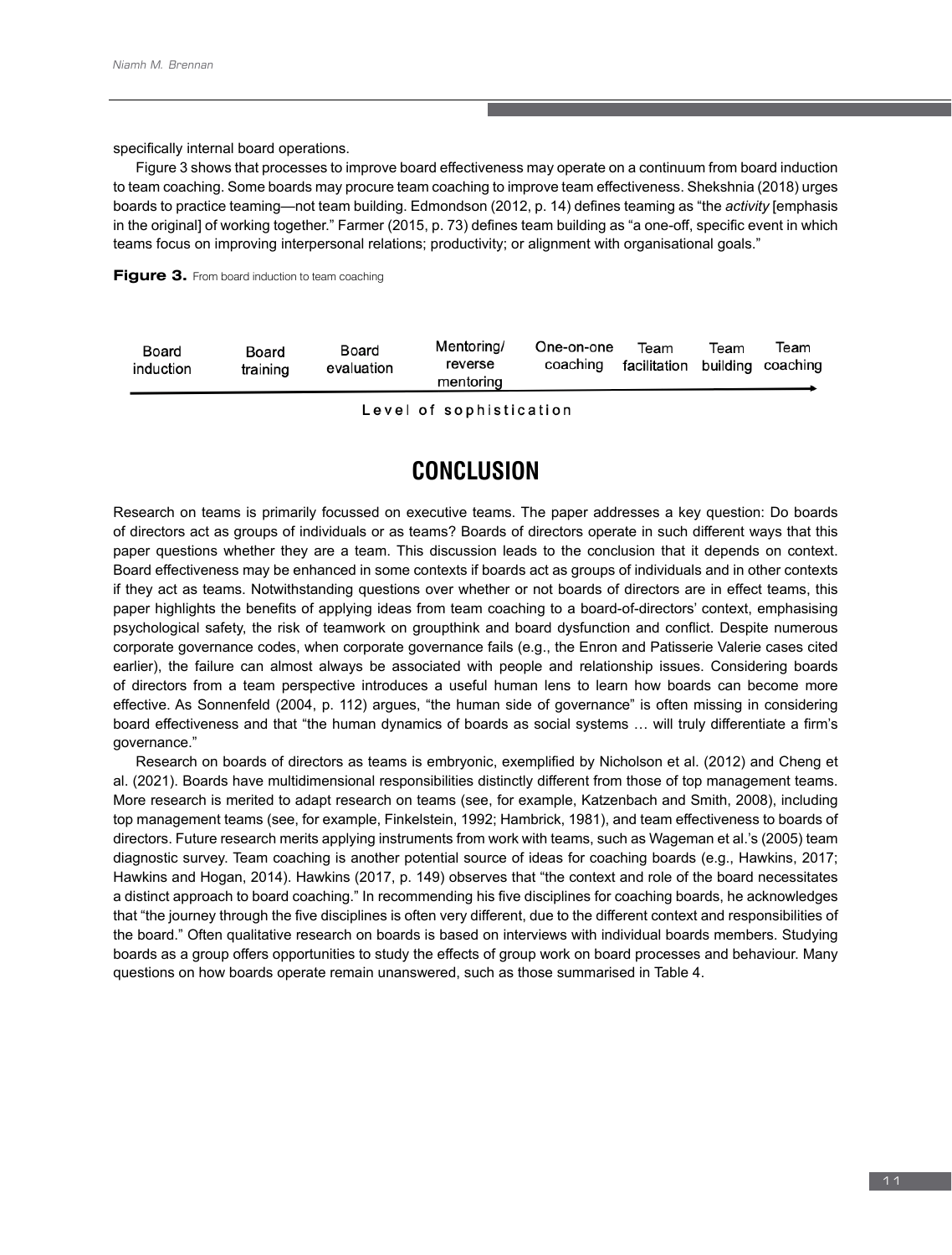specifically internal board operations.

Figure 3 shows that processes to improve board effectiveness may operate on a continuum from board induction to team coaching. Some boards may procure team coaching to improve team effectiveness. Shekshnia (2018) urges boards to practice teaming—not team building. Edmondson (2012, p. 14) defines teaming as "the *activity* [emphasis in the original] of working together." Farmer (2015, p. 73) defines team building as "a one-off, specific event in which teams focus on improving interpersonal relations; productivity; or alignment with organisational goals."

**Figure 3.** From board induction to team coaching

| Board induction | Board training | Board evaluation | Mentoring/ reverse mentoring | One-on-one coaching | Team facilitation | Team building | Team coaching |
|---|---|---|---|---|---|---|---|

Level of sophistication →

## CONCLUSION

Research on teams is primarily focussed on executive teams. The paper addresses a key question: Do boards of directors act as groups of individuals or as teams? Boards of directors operate in such different ways that this paper questions whether they are a team. This discussion leads to the conclusion that it depends on context. Board effectiveness may be enhanced in some contexts if boards act as groups of individuals and in other contexts if they act as teams. Notwithstanding questions over whether or not boards of directors are in effect teams, this paper highlights the benefits of applying ideas from team coaching to a board-of-directors' context, emphasising psychological safety, the risk of teamwork on groupthink and board dysfunction and conflict. Despite numerous corporate governance codes, when corporate governance fails (e.g., the Enron and Patisserie Valerie cases cited earlier), the failure can almost always be associated with people and relationship issues. Considering boards of directors from a team perspective introduces a useful human lens to learn how boards can become more effective. As Sonnenfeld (2004, p. 112) argues, "the human side of governance" is often missing in considering board effectiveness and that "the human dynamics of boards as social systems … will truly differentiate a firm's governance."

Research on boards of directors as teams is embryonic, exemplified by Nicholson et al. (2012) and Cheng et al. (2021). Boards have multidimensional responsibilities distinctly different from those of top management teams. More research is merited to adapt research on teams (see, for example, Katzenbach and Smith, 2008), including top management teams (see, for example, Finkelstein, 1992; Hambrick, 1981), and team effectiveness to boards of directors. Future research merits applying instruments from work with teams, such as Wageman et al.'s (2005) team diagnostic survey. Team coaching is another potential source of ideas for coaching boards (e.g., Hawkins, 2017; Hawkins and Hogan, 2014). Hawkins (2017, p. 149) observes that "the context and role of the board necessitates a distinct approach to board coaching." In recommending his five disciplines for coaching boards, he acknowledges that "the journey through the five disciplines is often very different, due to the different context and responsibilities of the board." Often qualitative research on boards is based on interviews with individual boards members. Studying boards as a group offers opportunities to study the effects of group work on board processes and behaviour. Many questions on how boards operate remain unanswered, such as those summarised in Table 4.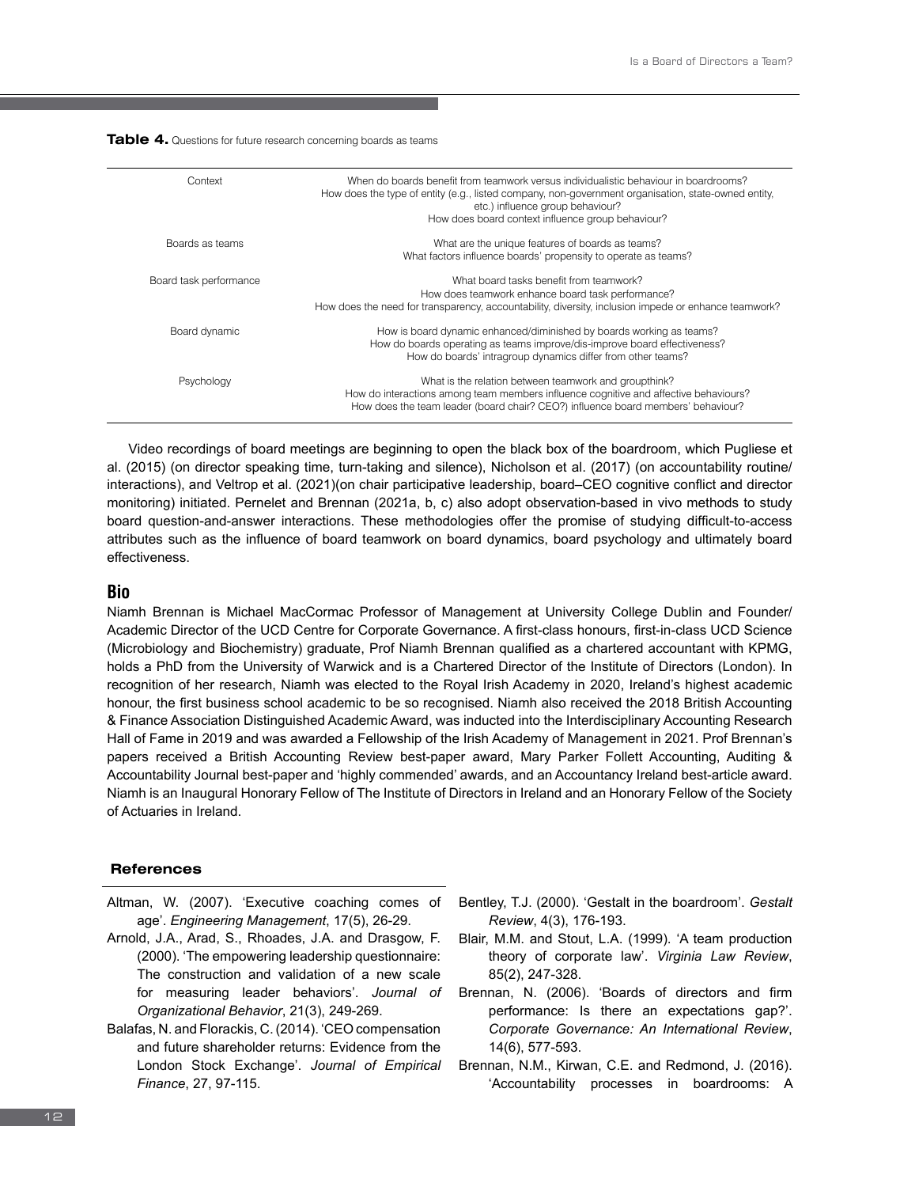**Table 4.** Questions for future research concerning boards as teams

| | |
|---|---|
| Context | When do boards benefit from teamwork versus individualistic behaviour in boardrooms?<br>How does the type of entity (e.g., listed company, non-government organisation, state-owned entity, etc.) influence group behaviour?<br>How does board context influence group behaviour? |
| Boards as teams | What are the unique features of boards as teams?<br>What factors influence boards' propensity to operate as teams? |
| Board task performance | What board tasks benefit from teamwork?<br>How does teamwork enhance board task performance?<br>How does the need for transparency, accountability, diversity, inclusion impede or enhance teamwork? |
| Board dynamic | How is board dynamic enhanced/diminished by boards working as teams?<br>How do boards operating as teams improve/dis-improve board effectiveness?<br>How do boards' intragroup dynamics differ from other teams? |
| Psychology | What is the relation between teamwork and groupthink?<br>How do interactions among team members influence cognitive and affective behaviours?<br>How does the team leader (board chair? CEO?) influence board members' behaviour? |

Video recordings of board meetings are beginning to open the black box of the boardroom, which Pugliese et al. (2015) (on director speaking time, turn-taking and silence), Nicholson et al. (2017) (on accountability routine/ interactions), and Veltrop et al. (2021)(on chair participative leadership, board–CEO cognitive conflict and director monitoring) initiated. Pernelet and Brennan (2021a, b, c) also adopt observation-based in vivo methods to study board question-and-answer interactions. These methodologies offer the promise of studying difficult-to-access attributes such as the influence of board teamwork on board dynamics, board psychology and ultimately board effectiveness.

## Bio

Niamh Brennan is Michael MacCormac Professor of Management at University College Dublin and Founder/ Academic Director of the UCD Centre for Corporate Governance. A first-class honours, first-in-class UCD Science (Microbiology and Biochemistry) graduate, Prof Niamh Brennan qualified as a chartered accountant with KPMG, holds a PhD from the University of Warwick and is a Chartered Director of the Institute of Directors (London). In recognition of her research, Niamh was elected to the Royal Irish Academy in 2020, Ireland's highest academic honour, the first business school academic to be so recognised. Niamh also received the 2018 British Accounting & Finance Association Distinguished Academic Award, was inducted into the Interdisciplinary Accounting Research Hall of Fame in 2019 and was awarded a Fellowship of the Irish Academy of Management in 2021. Prof Brennan's papers received a British Accounting Review best-paper award, Mary Parker Follett Accounting, Auditing & Accountability Journal best-paper and 'highly commended' awards, and an Accountancy Ireland best-article award. Niamh is an Inaugural Honorary Fellow of The Institute of Directors in Ireland and an Honorary Fellow of the Society of Actuaries in Ireland.

### References

Altman, W. (2007). 'Executive coaching comes of age'. *Engineering Management*, 17(5), 26-29.

Arnold, J.A., Arad, S., Rhoades, J.A. and Drasgow, F. (2000). 'The empowering leadership questionnaire: The construction and validation of a new scale for measuring leader behaviors'. *Journal of Organizational Behavior*, 21(3), 249-269.

Balafas, N. and Florackis, C. (2014). 'CEO compensation and future shareholder returns: Evidence from the London Stock Exchange'. *Journal of Empirical Finance*, 27, 97-115.

Bentley, T.J. (2000). 'Gestalt in the boardroom'. *Gestalt Review*, 4(3), 176-193.

Blair, M.M. and Stout, L.A. (1999). 'A team production theory of corporate law'. *Virginia Law Review*, 85(2), 247-328.

Brennan, N. (2006). 'Boards of directors and firm performance: Is there an expectations gap?'. *Corporate Governance: An International Review*, 14(6), 577-593.

Brennan, N.M., Kirwan, C.E. and Redmond, J. (2016). 'Accountability processes in boardrooms: A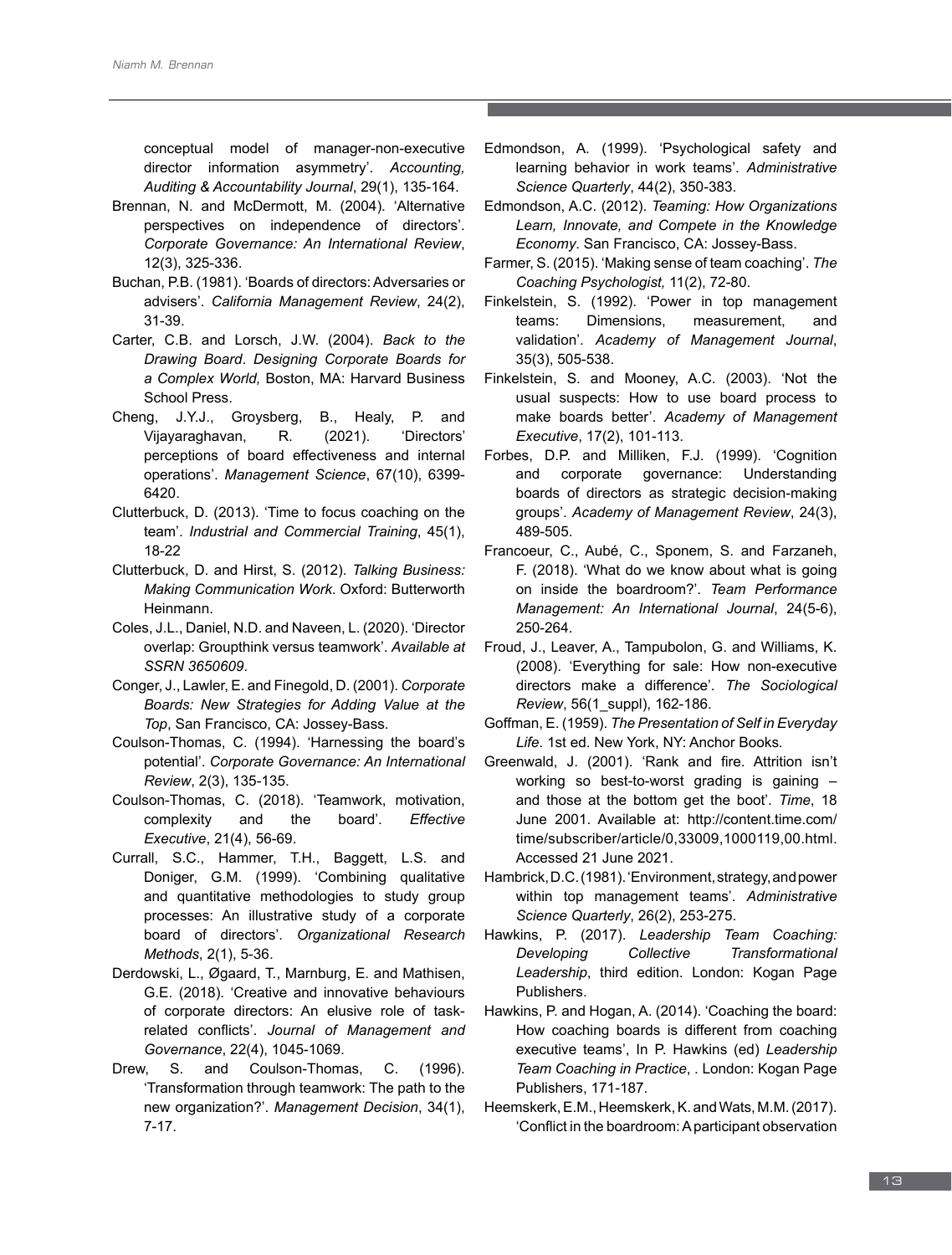conceptual model of manager-non-executive director information asymmetry'. *Accounting, Auditing & Accountability Journal*, 29(1), 135-164.

Brennan, N. and McDermott, M. (2004). 'Alternative perspectives on independence of directors'. *Corporate Governance: An International Review*, 12(3), 325-336.

Buchan, P.B. (1981). 'Boards of directors: Adversaries or advisers'. *California Management Review*, 24(2), 31-39.

Carter, C.B. and Lorsch, J.W. (2004). *Back to the Drawing Board. Designing Corporate Boards for a Complex World,* Boston, MA: Harvard Business School Press.

Cheng, J.Y.J., Groysberg, B., Healy, P. and Vijayaraghavan, R. (2021). 'Directors' perceptions of board effectiveness and internal operations'. *Management Science*, 67(10), 6399-6420.

Clutterbuck, D. (2013). 'Time to focus coaching on the team'. *Industrial and Commercial Training*, 45(1), 18-22

Clutterbuck, D. and Hirst, S. (2012). *Talking Business: Making Communication Work.* Oxford: Butterworth Heinmann.

Coles, J.L., Daniel, N.D. and Naveen, L. (2020). 'Director overlap: Groupthink versus teamwork'. *Available at SSRN 3650609.*

Conger, J., Lawler, E. and Finegold, D. (2001). *Corporate Boards: New Strategies for Adding Value at the Top*, San Francisco, CA: Jossey-Bass.

Coulson-Thomas, C. (1994). 'Harnessing the board's potential'. *Corporate Governance: An International Review*, 2(3), 135-135.

Coulson-Thomas, C. (2018). 'Teamwork, motivation, complexity and the board'. *Effective Executive*, 21(4), 56-69.

Currall, S.C., Hammer, T.H., Baggett, L.S. and Doniger, G.M. (1999). 'Combining qualitative and quantitative methodologies to study group processes: An illustrative study of a corporate board of directors'. *Organizational Research Methods*, 2(1), 5-36.

Derdowski, L., Øgaard, T., Marnburg, E. and Mathisen, G.E. (2018). 'Creative and innovative behaviours of corporate directors: An elusive role of task-related conflicts'. *Journal of Management and Governance*, 22(4), 1045-1069.

Drew, S. and Coulson-Thomas, C. (1996). 'Transformation through teamwork: The path to the new organization?'. *Management Decision*, 34(1), 7-17.

Edmondson, A. (1999). 'Psychological safety and learning behavior in work teams'. *Administrative Science Quarterly*, 44(2), 350-383.

Edmondson, A.C. (2012). *Teaming: How Organizations Learn, Innovate, and Compete in the Knowledge Economy*. San Francisco, CA: Jossey-Bass.

Farmer, S. (2015). 'Making sense of team coaching'. *The Coaching Psychologist,* 11(2), 72-80.

Finkelstein, S. (1992). 'Power in top management teams: Dimensions, measurement, and validation'. *Academy of Management Journal*, 35(3), 505-538.

Finkelstein, S. and Mooney, A.C. (2003). 'Not the usual suspects: How to use board process to make boards better'. *Academy of Management Executive*, 17(2), 101-113.

Forbes, D.P. and Milliken, F.J. (1999). 'Cognition and corporate governance: Understanding boards of directors as strategic decision-making groups'. *Academy of Management Review*, 24(3), 489-505.

Francoeur, C., Aubé, C., Sponem, S. and Farzaneh, F. (2018). 'What do we know about what is going on inside the boardroom?'. *Team Performance Management: An International Journal*, 24(5-6), 250-264.

Froud, J., Leaver, A., Tampubolon, G. and Williams, K. (2008). 'Everything for sale: How non-executive directors make a difference'. *The Sociological Review*, 56(1_suppl), 162-186.

Goffman, E. (1959). *The Presentation of Self in Everyday Life.* 1st ed. New York, NY: Anchor Books*.*

Greenwald, J. (2001). 'Rank and fire. Attrition isn't working so best-to-worst grading is gaining – and those at the bottom get the boot'. *Time*, 18 June 2001. Available at: http://content.time.com/time/subscriber/article/0,33009,1000119,00.html. Accessed 21 June 2021.

Hambrick, D.C. (1981). 'Environment, strategy, and power within top management teams'. *Administrative Science Quarterly*, 26(2), 253-275.

Hawkins, P. (2017). *Leadership Team Coaching: Developing Collective Transformational Leadership*, third edition. London: Kogan Page Publishers.

Hawkins, P. and Hogan, A. (2014). 'Coaching the board: How coaching boards is different from coaching executive teams', In P. Hawkins (ed) *Leadership Team Coaching in Practice*, . London: Kogan Page Publishers, 171-187.

Heemskerk, E.M., Heemskerk, K. and Wats, M.M. (2017). 'Conflict in the boardroom: A participant observation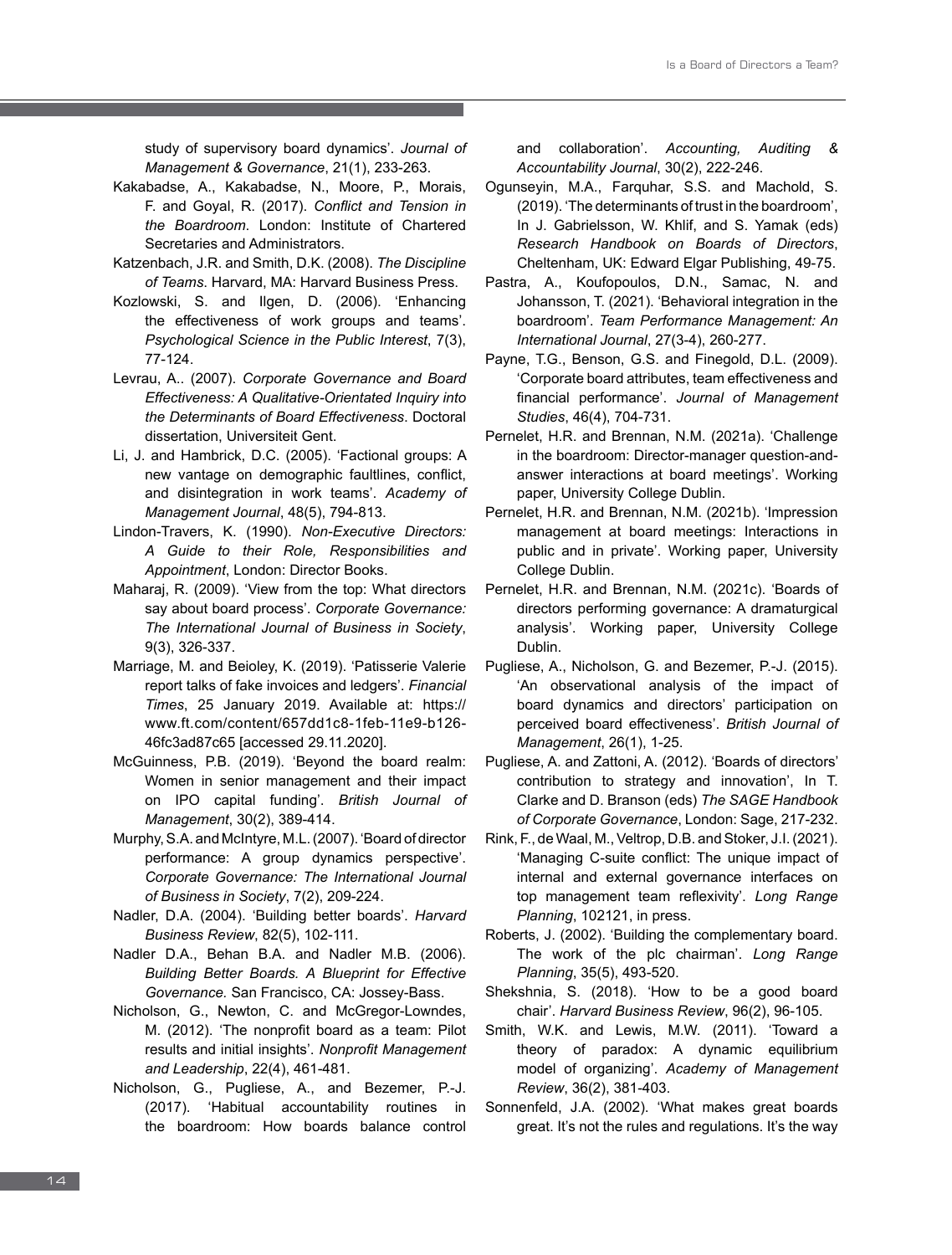study of supervisory board dynamics'. *Journal of Management & Governance*, 21(1), 233-263.

Kakabadse, A., Kakabadse, N., Moore, P., Morais, F. and Goyal, R. (2017). *Conflict and Tension in the Boardroom*. London: Institute of Chartered Secretaries and Administrators.

Katzenbach, J.R. and Smith, D.K. (2008). *The Discipline of Teams*. Harvard, MA: Harvard Business Press.

Kozlowski, S. and Ilgen, D. (2006). 'Enhancing the effectiveness of work groups and teams'. *Psychological Science in the Public Interest*, 7(3), 77-124.

Levrau, A.. (2007). *Corporate Governance and Board Effectiveness: A Qualitative-Orientated Inquiry into the Determinants of Board Effectiveness*. Doctoral dissertation, Universiteit Gent.

Li, J. and Hambrick, D.C. (2005). 'Factional groups: A new vantage on demographic faultlines, conflict, and disintegration in work teams'. *Academy of Management Journal*, 48(5), 794-813.

Lindon-Travers, K. (1990). *Non-Executive Directors: A Guide to their Role, Responsibilities and Appointment*, London: Director Books.

Maharaj, R. (2009). 'View from the top: What directors say about board process'. *Corporate Governance: The International Journal of Business in Society*, 9(3), 326-337.

Marriage, M. and Beioley, K. (2019). 'Patisserie Valerie report talks of fake invoices and ledgers'. *Financial Times*, 25 January 2019. Available at: https://www.ft.com/content/657dd1c8-1feb-11e9-b126-46fc3ad87c65 [accessed 29.11.2020].

McGuinness, P.B. (2019). 'Beyond the board realm: Women in senior management and their impact on IPO capital funding'. *British Journal of Management*, 30(2), 389-414.

Murphy, S.A. and McIntyre, M.L. (2007). 'Board of director performance: A group dynamics perspective'. *Corporate Governance: The International Journal of Business in Society*, 7(2), 209-224.

Nadler, D.A. (2004). 'Building better boards'. *Harvard Business Review*, 82(5), 102-111.

Nadler D.A., Behan B.A. and Nadler M.B. (2006). *Building Better Boards. A Blueprint for Effective Governance.* San Francisco, CA: Jossey-Bass.

Nicholson, G., Newton, C. and McGregor-Lowndes, M. (2012). 'The nonprofit board as a team: Pilot results and initial insights'. *Nonprofit Management and Leadership*, 22(4), 461-481.

Nicholson, G., Pugliese, A., and Bezemer, P.-J. (2017). 'Habitual accountability routines in the boardroom: How boards balance control and collaboration'. *Accounting, Auditing & Accountability Journal*, 30(2), 222-246.

Ogunseyin, M.A., Farquhar, S.S. and Machold, S. (2019). 'The determinants of trust in the boardroom', In J. Gabrielsson, W. Khlif, and S. Yamak (eds) *Research Handbook on Boards of Directors*, Cheltenham, UK: Edward Elgar Publishing, 49-75.

Pastra, A., Koufopoulos, D.N., Samac, N. and Johansson, T. (2021). 'Behavioral integration in the boardroom'. *Team Performance Management: An International Journal*, 27(3-4), 260-277.

Payne, T.G., Benson, G.S. and Finegold, D.L. (2009). 'Corporate board attributes, team effectiveness and financial performance'. *Journal of Management Studies*, 46(4), 704-731.

Pernelet, H.R. and Brennan, N.M. (2021a). 'Challenge in the boardroom: Director-manager question-and-answer interactions at board meetings'. Working paper, University College Dublin.

Pernelet, H.R. and Brennan, N.M. (2021b). 'Impression management at board meetings: Interactions in public and in private'. Working paper, University College Dublin.

Pernelet, H.R. and Brennan, N.M. (2021c). 'Boards of directors performing governance: A dramaturgical analysis'. Working paper, University College Dublin.

Pugliese, A., Nicholson, G. and Bezemer, P.-J. (2015). 'An observational analysis of the impact of board dynamics and directors' participation on perceived board effectiveness'. *British Journal of Management*, 26(1), 1-25.

Pugliese, A. and Zattoni, A. (2012). 'Boards of directors' contribution to strategy and innovation', In T. Clarke and D. Branson (eds) *The SAGE Handbook of Corporate Governance*, London: Sage, 217-232.

Rink, F., de Waal, M., Veltrop, D.B. and Stoker, J.I. (2021). 'Managing C-suite conflict: The unique impact of internal and external governance interfaces on top management team reflexivity'. *Long Range Planning*, 102121, in press.

Roberts, J. (2002). 'Building the complementary board. The work of the plc chairman'. *Long Range Planning*, 35(5), 493-520.

Shekshnia, S. (2018). 'How to be a good board chair'. *Harvard Business Review*, 96(2), 96-105.

Smith, W.K. and Lewis, M.W. (2011). 'Toward a theory of paradox: A dynamic equilibrium model of organizing'. *Academy of Management Review*, 36(2), 381-403.

Sonnenfeld, J.A. (2002). 'What makes great boards great. It's not the rules and regulations. It's the way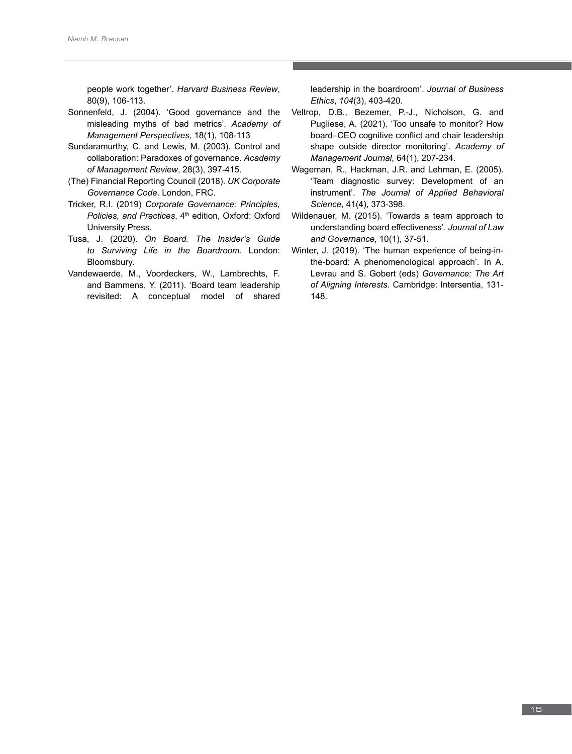people work together'. *Harvard Business Review*, 80(9), 106-113.

Sonnenfeld, J. (2004). 'Good governance and the misleading myths of bad metrics'. *Academy of Management Perspectives,* 18(1), 108-113

Sundaramurthy, C. and Lewis, M. (2003). Control and collaboration: Paradoxes of governance. *Academy of Management Review*, 28(3), 397-415.

(The) Financial Reporting Council (2018). *UK Corporate Governance Code*. London, FRC.

Tricker, R.I. (2019) *Corporate Governance: Principles, Policies, and Practices*, 4th edition, Oxford: Oxford University Press.

Tusa, J. (2020). *On Board. The Insider's Guide to Surviving Life in the Boardroom*. London: Bloomsbury.

Vandewaerde, M., Voordeckers, W., Lambrechts, F. and Bammens, Y. (2011). 'Board team leadership revisited: A conceptual model of shared leadership in the boardroom'. *Journal of Business Ethics*, *104*(3), 403-420.

Veltrop, D.B., Bezemer, P.-J., Nicholson, G. and Pugliese, A. (2021). 'Too unsafe to monitor? How board–CEO cognitive conflict and chair leadership shape outside director monitoring'. *Academy of Management Journal*, 64(1), 207-234.

Wageman, R., Hackman, J.R. and Lehman, E. (2005). 'Team diagnostic survey: Development of an instrument'. *The Journal of Applied Behavioral Science*, 41(4), 373-398.

Wildenauer, M. (2015). 'Towards a team approach to understanding board effectiveness'. *Journal of Law and Governance*, 10(1), 37-51.

Winter, J. (2019). 'The human experience of being-in-the-board: A phenomenological approach'. In A. Levrau and S. Gobert (eds) *Governance: The Art of Aligning Interests*. Cambridge: Intersentia, 131-148.